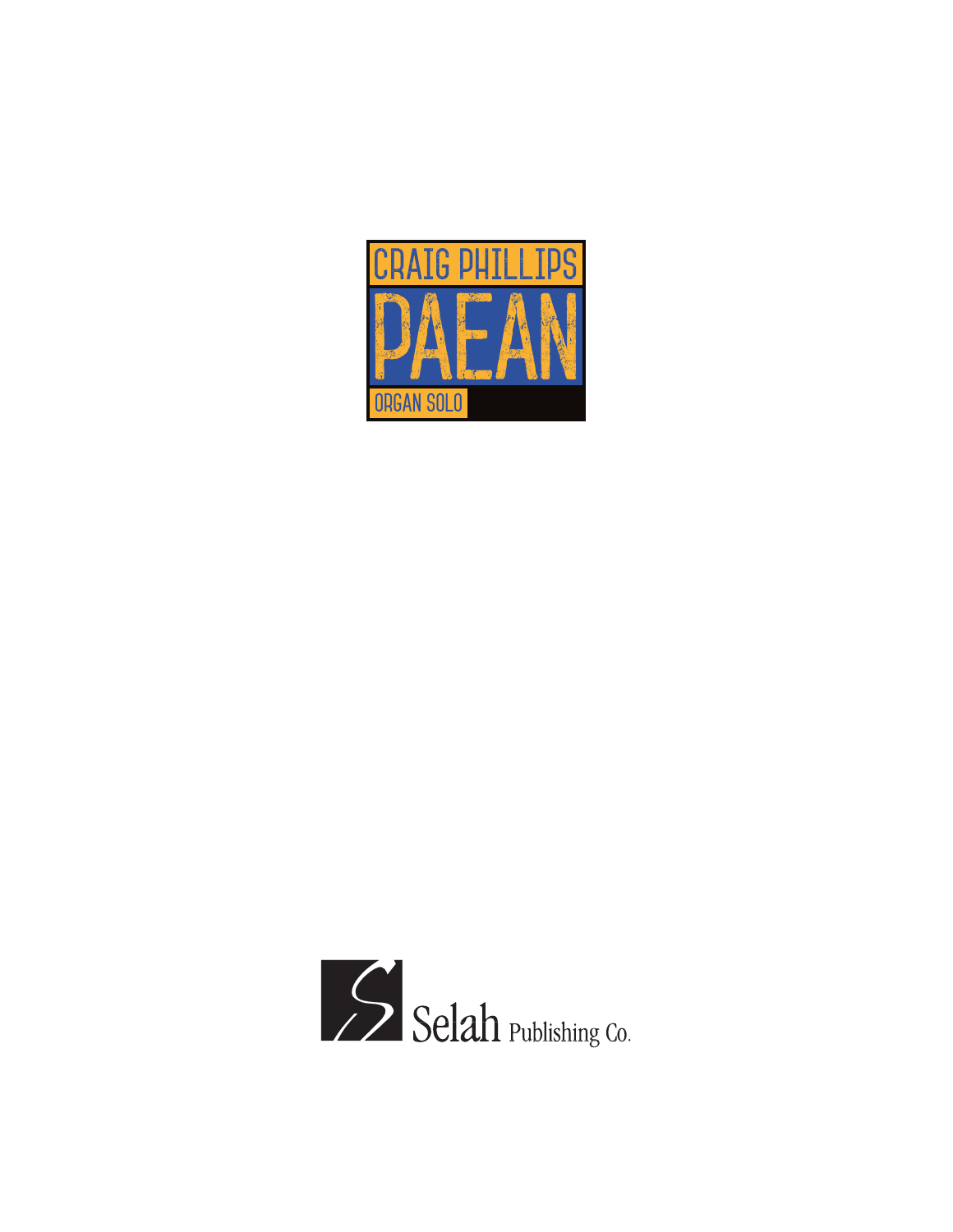CRAIG PHILLIPS

# PAEAN

ORGAN SOLO

Selah Publishing Co.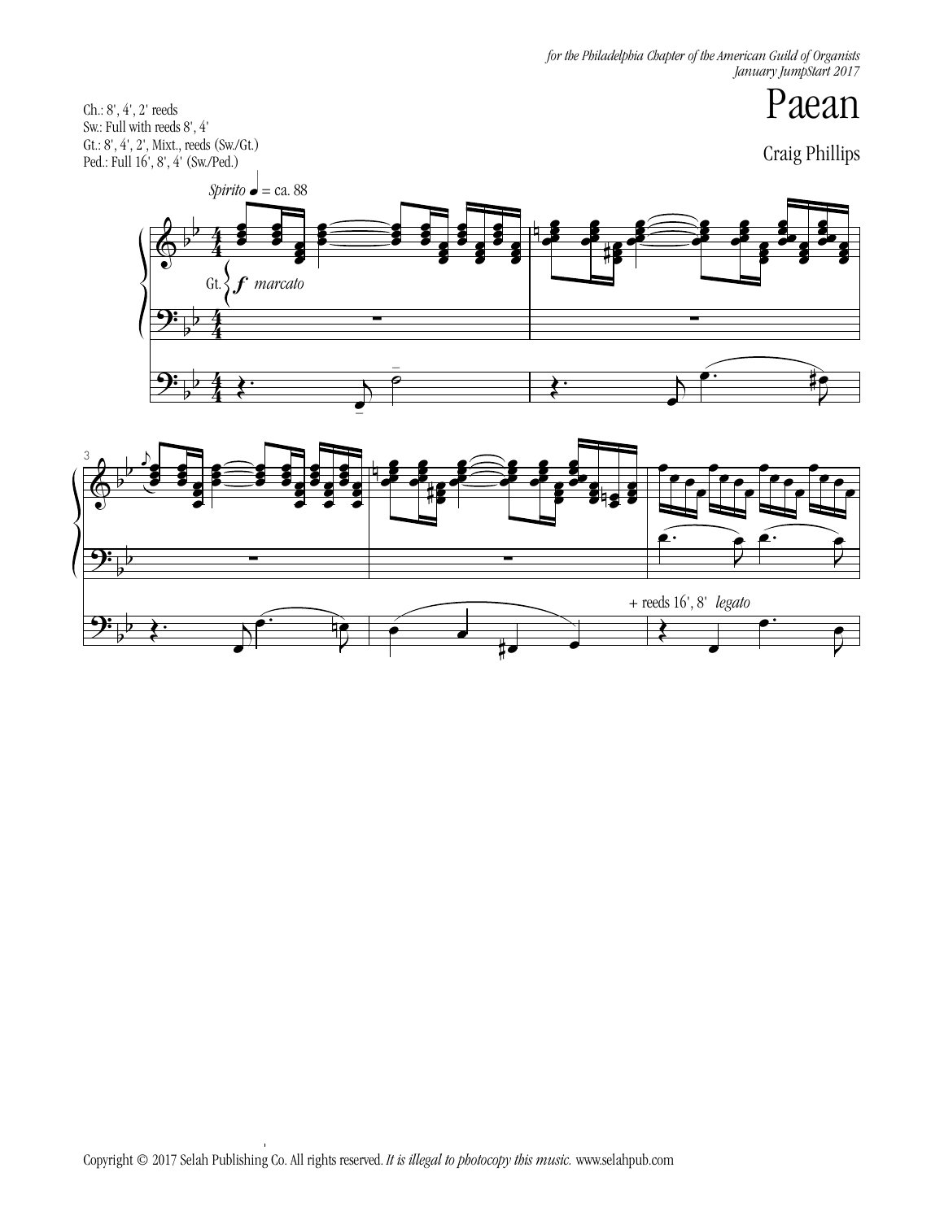*for the Philadelphia Chapter of the American Guild of Organists*
*January JumpStart 2017*

# Paean

Craig Phillips

Ch.: 8', 4', 2' reeds
Sw.: Full with reeds 8', 4'
Gt.: 8', 4', 2', Mixt., reeds (Sw./Gt.)
Ped.: Full 16', 8', 4' (Sw./Ped.)

*Spirito* ♩ = ca. 88

Gt. ***f*** *marcato*

+ reeds 16', 8' *legato*

Copyright © 2017 Selah Publishing Co. All rights reserved. *It is illegal to photocopy this music.* www.selahpub.com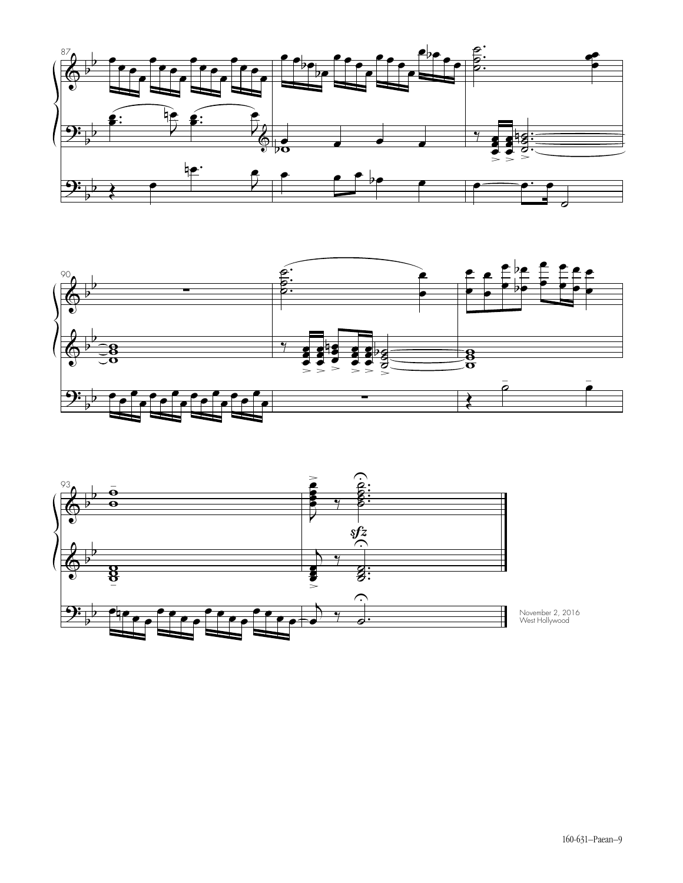November 2, 2016
West Hollywood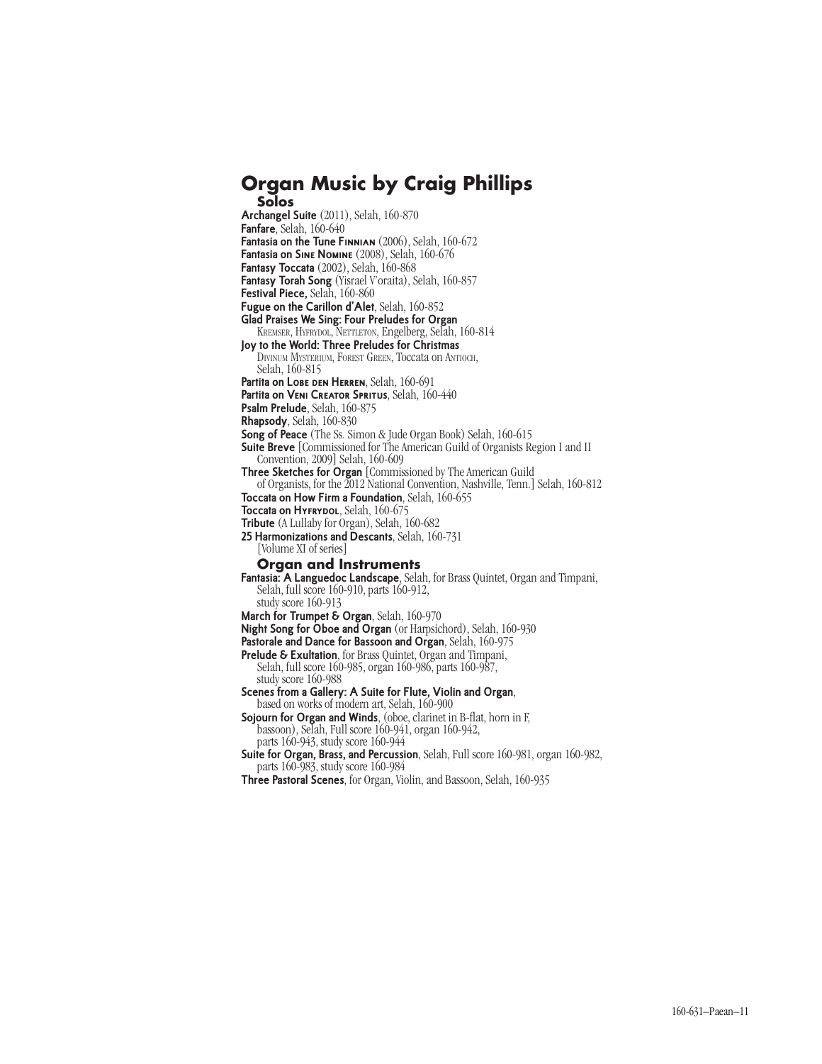# Organ Music by Craig Phillips

## Solos

**Archangel Suite** (2011), Selah, 160-870
**Fanfare**, Selah, 160-640
**Fantasia on the Tune Finnian** (2006), Selah, 160-672
**Fantasia on Sine Nomine** (2008), Selah, 160-676
**Fantasy Toccata** (2002), Selah, 160-868
**Fantasy Torah Song** (Yisrael V'oraita), Selah, 160-857
**Festival Piece,** Selah, 160-860
**Fugue on the Carillon d'Alet**, Selah, 160-852
**Glad Praises We Sing: Four Preludes for Organ**
Kremser, Hyfrydol, Nettleton, Engelberg, Selah, 160-814
**Joy to the World: Three Preludes for Christmas**
Divinum Mysterium, Forest Green, Toccata on Antioch, Selah, 160-815
**Partita on Lobe den Herren**, Selah, 160-691
**Partita on Veni Creator Spritus**, Selah, 160-440
**Psalm Prelude**, Selah, 160-875
**Rhapsody**, Selah, 160-830
**Song of Peace** (The Ss. Simon & Jude Organ Book) Selah, 160-615
**Suite Breve** [Commissioned for The American Guild of Organists Region I and II Convention, 2009] Selah, 160-609
**Three Sketches for Organ** [Commissioned by The American Guild of Organists, for the 2012 National Convention, Nashville, Tenn.] Selah, 160-812
**Toccata on How Firm a Foundation**, Selah, 160-655
**Toccata on Hyfrydol**, Selah, 160-675
**Tribute** (A Lullaby for Organ), Selah, 160-682
**25 Harmonizations and Descants**, Selah, 160-731
[Volume XI of series]

## Organ and Instruments

**Fantasia: A Languedoc Landscape**, Selah, for Brass Quintet, Organ and Timpani, Selah, full score 160-910, parts 160-912, study score 160-913
**March for Trumpet & Organ**, Selah, 160-970
**Night Song for Oboe and Organ** (or Harpsichord), Selah, 160-930
**Pastorale and Dance for Bassoon and Organ**, Selah, 160-975
**Prelude & Exultation**, for Brass Quintet, Organ and Timpani, Selah, full score 160-985, organ 160-986, parts 160-987, study score 160-988
**Scenes from a Gallery: A Suite for Flute, Violin and Organ**, based on works of modern art, Selah, 160-900
**Sojourn for Organ and Winds**, (oboe, clarinet in B-flat, horn in F, bassoon), Selah, Full score 160-941, organ 160-942, parts 160-943, study score 160-944
**Suite for Organ, Brass, and Percussion**, Selah, Full score 160-981, organ 160-982, parts 160-983, study score 160-984
**Three Pastoral Scenes**, for Organ, Violin, and Bassoon, Selah, 160-935